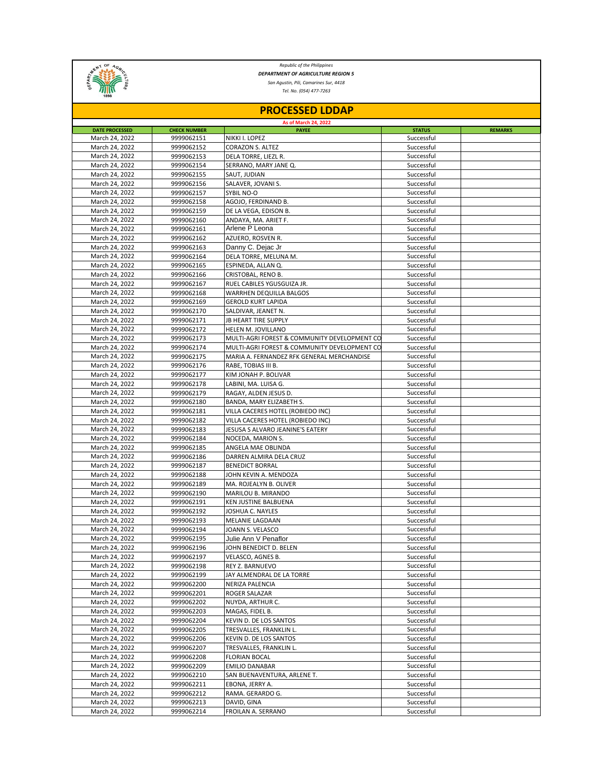*Republic of the Philippines*

***DEPARTMENT OF AGRICULTURE REGION 5***

*San Agustin, Pili, Camarines Sur, 4418*

*Tel. No. (054) 477-7263*

# PROCESSED LDDAP

**As of March 24, 2022**

| DATE PROCESSED | CHECK NUMBER | PAYEE | STATUS | REMARKS |
|---|---|---|---|---|
| March 24, 2022 | 9999062151 | NIKKI I. LOPEZ | Successful | |
| March 24, 2022 | 9999062152 | CORAZON S. ALTEZ | Successful | |
| March 24, 2022 | 9999062153 | DELA TORRE, LIEZL R. | Successful | |
| March 24, 2022 | 9999062154 | SERRANO, MARY JANE Q. | Successful | |
| March 24, 2022 | 9999062155 | SAUT, JUDIAN | Successful | |
| March 24, 2022 | 9999062156 | SALAVER, JOVANI S. | Successful | |
| March 24, 2022 | 9999062157 | SYBIL NO-O | Successful | |
| March 24, 2022 | 9999062158 | AGOJO, FERDINAND B. | Successful | |
| March 24, 2022 | 9999062159 | DE LA VEGA, EDISON B. | Successful | |
| March 24, 2022 | 9999062160 | ANDAYA, MA. ARIET F. | Successful | |
| March 24, 2022 | 9999062161 | Arlene P Leona | Successful | |
| March 24, 2022 | 9999062162 | AZUERO, ROSVEN R. | Successful | |
| March 24, 2022 | 9999062163 | Danny C. Dejac Jr | Successful | |
| March 24, 2022 | 9999062164 | DELA TORRE, MELUNA M. | Successful | |
| March 24, 2022 | 9999062165 | ESPINEDA, ALLAN Q. | Successful | |
| March 24, 2022 | 9999062166 | CRISTOBAL, RENO B. | Successful | |
| March 24, 2022 | 9999062167 | RUEL CABILES YGUSGUIZA JR. | Successful | |
| March 24, 2022 | 9999062168 | WARRHEN DEQUILLA BALGOS | Successful | |
| March 24, 2022 | 9999062169 | GEROLD KURT LAPIDA | Successful | |
| March 24, 2022 | 9999062170 | SALDIVAR, JEANET N. | Successful | |
| March 24, 2022 | 9999062171 | JB HEART TIRE SUPPLY | Successful | |
| March 24, 2022 | 9999062172 | HELEN M. JOVILLANO | Successful | |
| March 24, 2022 | 9999062173 | MULTI-AGRI FOREST & COMMUNITY DEVELOPMENT CO | Successful | |
| March 24, 2022 | 9999062174 | MULTI-AGRI FOREST & COMMUNITY DEVELOPMENT CO | Successful | |
| March 24, 2022 | 9999062175 | MARIA A. FERNANDEZ RFK GENERAL MERCHANDISE | Successful | |
| March 24, 2022 | 9999062176 | RABE, TOBIAS III B. | Successful | |
| March 24, 2022 | 9999062177 | KIM JONAH P. BOLIVAR | Successful | |
| March 24, 2022 | 9999062178 | LABINI, MA. LUISA G. | Successful | |
| March 24, 2022 | 9999062179 | RAGAY, ALDEN JESUS D. | Successful | |
| March 24, 2022 | 9999062180 | BANDA, MARY ELIZABETH S. | Successful | |
| March 24, 2022 | 9999062181 | VILLA CACERES HOTEL (ROBIEDO INC) | Successful | |
| March 24, 2022 | 9999062182 | VILLA CACERES HOTEL (ROBIEDO INC) | Successful | |
| March 24, 2022 | 9999062183 | JESUSA S ALVARO JEANINE'S EATERY | Successful | |
| March 24, 2022 | 9999062184 | NOCEDA, MARION S. | Successful | |
| March 24, 2022 | 9999062185 | ANGELA MAE OBLINDA | Successful | |
| March 24, 2022 | 9999062186 | DARREN ALMIRA DELA CRUZ | Successful | |
| March 24, 2022 | 9999062187 | BENEDICT BORRAL | Successful | |
| March 24, 2022 | 9999062188 | JOHN KEVIN A. MENDOZA | Successful | |
| March 24, 2022 | 9999062189 | MA. ROJEALYN B. OLIVER | Successful | |
| March 24, 2022 | 9999062190 | MARILOU B. MIRANDO | Successful | |
| March 24, 2022 | 9999062191 | KEN JUSTINE BALBUENA | Successful | |
| March 24, 2022 | 9999062192 | JOSHUA C. NAYLES | Successful | |
| March 24, 2022 | 9999062193 | MELANIE LAGDAAN | Successful | |
| March 24, 2022 | 9999062194 | JOANN S. VELASCO | Successful | |
| March 24, 2022 | 9999062195 | Julie Ann V Penaflor | Successful | |
| March 24, 2022 | 9999062196 | JOHN BENEDICT D. BELEN | Successful | |
| March 24, 2022 | 9999062197 | VELASCO, AGNES B. | Successful | |
| March 24, 2022 | 9999062198 | REY Z. BARNUEVO | Successful | |
| March 24, 2022 | 9999062199 | JAY ALMENDRAL DE LA TORRE | Successful | |
| March 24, 2022 | 9999062200 | NERIZA PALENCIA | Successful | |
| March 24, 2022 | 9999062201 | ROGER SALAZAR | Successful | |
| March 24, 2022 | 9999062202 | NUYDA, ARTHUR C. | Successful | |
| March 24, 2022 | 9999062203 | MAGAS, FIDEL B. | Successful | |
| March 24, 2022 | 9999062204 | KEVIN D. DE LOS SANTOS | Successful | |
| March 24, 2022 | 9999062205 | TRESVALLES, FRANKLIN L. | Successful | |
| March 24, 2022 | 9999062206 | KEVIN D. DE LOS SANTOS | Successful | |
| March 24, 2022 | 9999062207 | TRESVALLES, FRANKLIN L. | Successful | |
| March 24, 2022 | 9999062208 | FLORIAN BOCAL | Successful | |
| March 24, 2022 | 9999062209 | EMILIO DANABAR | Successful | |
| March 24, 2022 | 9999062210 | SAN BUENAVENTURA, ARLENE T. | Successful | |
| March 24, 2022 | 9999062211 | EBONA, JERRY A. | Successful | |
| March 24, 2022 | 9999062212 | RAMA. GERARDO G. | Successful | |
| March 24, 2022 | 9999062213 | DAVID, GINA | Successful | |
| March 24, 2022 | 9999062214 | FROILAN A. SERRANO | Successful | |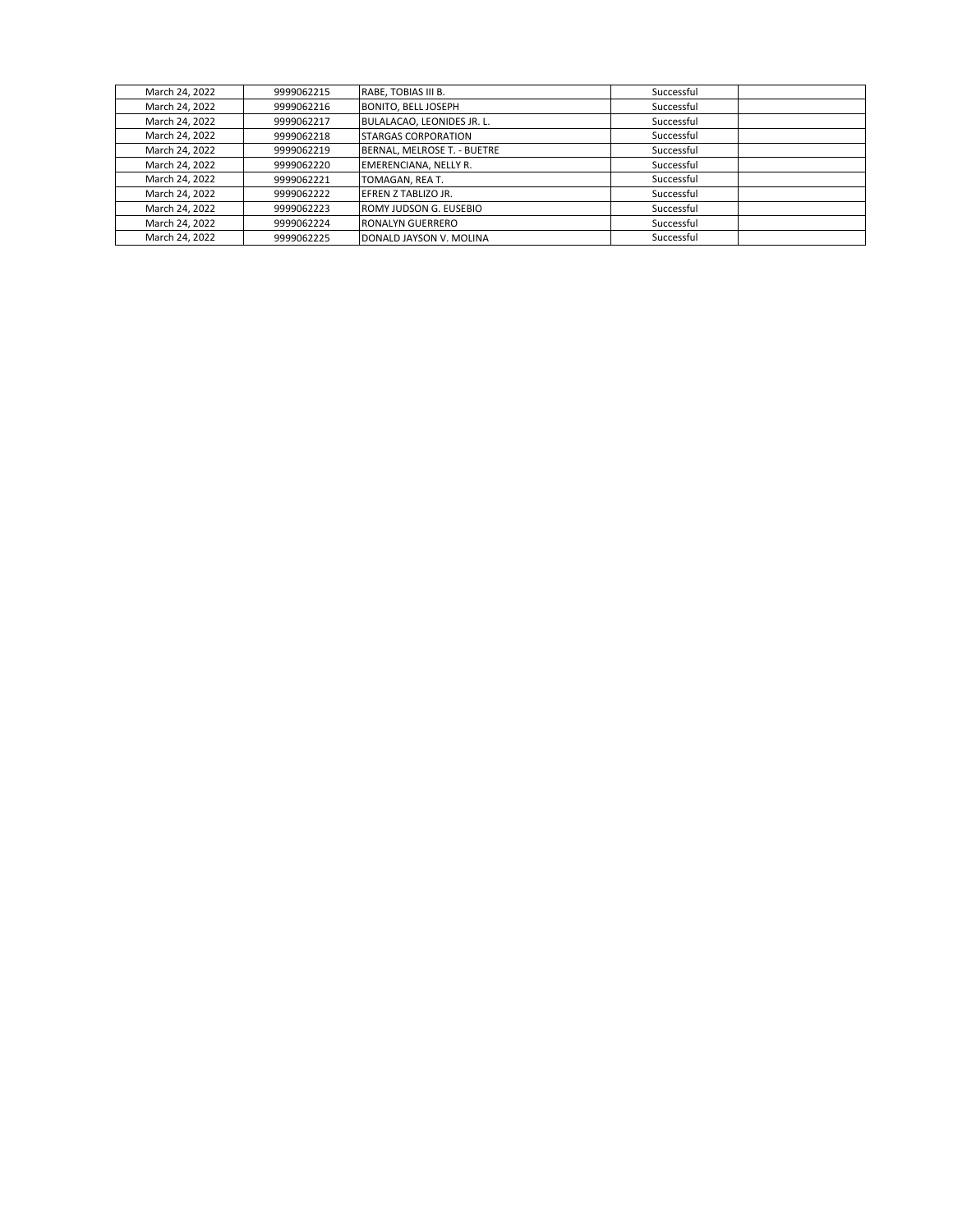| | | | | |
|---|---|---|---|---|
| March 24, 2022 | 9999062215 | RABE, TOBIAS III B. | Successful | |
| March 24, 2022 | 9999062216 | BONITO, BELL JOSEPH | Successful | |
| March 24, 2022 | 9999062217 | BULALACAO, LEONIDES JR. L. | Successful | |
| March 24, 2022 | 9999062218 | STARGAS CORPORATION | Successful | |
| March 24, 2022 | 9999062219 | BERNAL, MELROSE T. - BUETRE | Successful | |
| March 24, 2022 | 9999062220 | EMERENCIANA, NELLY R. | Successful | |
| March 24, 2022 | 9999062221 | TOMAGAN, REA T. | Successful | |
| March 24, 2022 | 9999062222 | EFREN Z TABLIZO JR. | Successful | |
| March 24, 2022 | 9999062223 | ROMY JUDSON G. EUSEBIO | Successful | |
| March 24, 2022 | 9999062224 | RONALYN GUERRERO | Successful | |
| March 24, 2022 | 9999062225 | DONALD JAYSON V. MOLINA | Successful | |